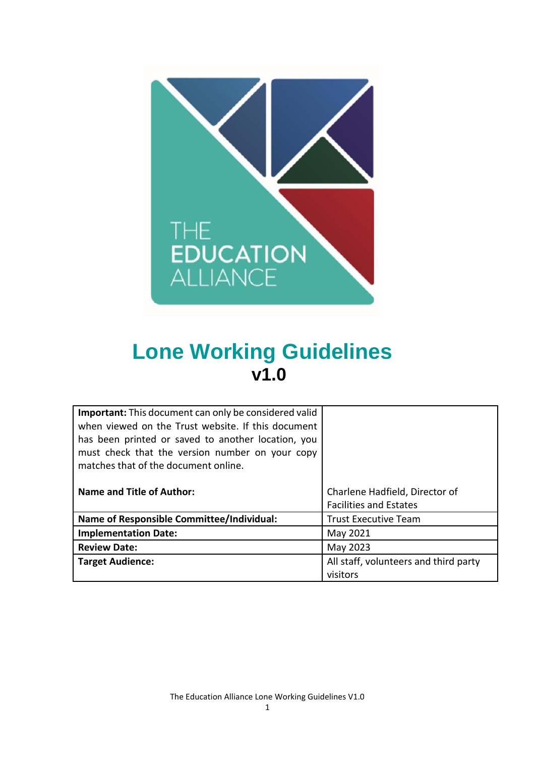# Lone Working Guidelines

**v1.0**

| **Important:** This document can only be considered valid when viewed on the Trust website. If this document has been printed or saved to another location, you must check that the version number on your copy matches that of the document online. | |
|---|---|
| **Name and Title of Author:** | Charlene Hadfield, Director of Facilities and Estates |
| **Name of Responsible Committee/Individual:** | Trust Executive Team |
| **Implementation Date:** | May 2021 |
| **Review Date:** | May 2023 |
| **Target Audience:** | All staff, volunteers and third party visitors |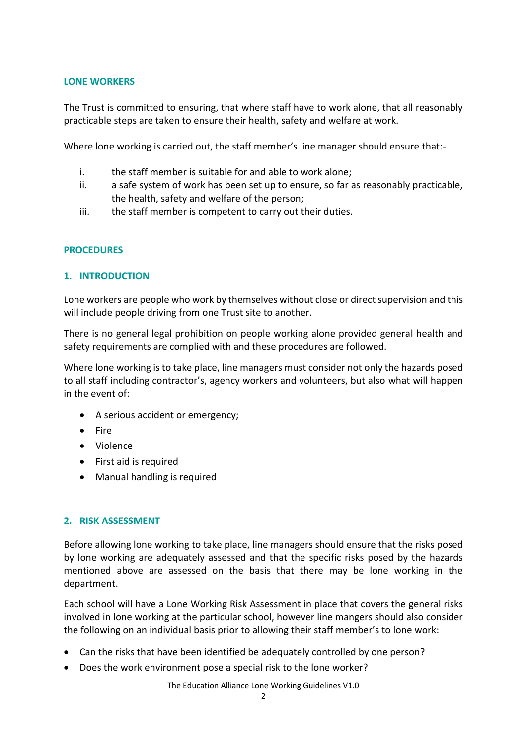## LONE WORKERS

The Trust is committed to ensuring, that where staff have to work alone, that all reasonably practicable steps are taken to ensure their health, safety and welfare at work.

Where lone working is carried out, the staff member's line manager should ensure that:-

i. the staff member is suitable for and able to work alone;
ii. a safe system of work has been set up to ensure, so far as reasonably practicable, the health, safety and welfare of the person;
iii. the staff member is competent to carry out their duties.

## PROCEDURES

### 1. INTRODUCTION

Lone workers are people who work by themselves without close or direct supervision and this will include people driving from one Trust site to another.

There is no general legal prohibition on people working alone provided general health and safety requirements are complied with and these procedures are followed.

Where lone working is to take place, line managers must consider not only the hazards posed to all staff including contractor's, agency workers and volunteers, but also what will happen in the event of:

- A serious accident or emergency;
- Fire
- Violence
- First aid is required
- Manual handling is required

### 2. RISK ASSESSMENT

Before allowing lone working to take place, line managers should ensure that the risks posed by lone working are adequately assessed and that the specific risks posed by the hazards mentioned above are assessed on the basis that there may be lone working in the department.

Each school will have a Lone Working Risk Assessment in place that covers the general risks involved in lone working at the particular school, however line mangers should also consider the following on an individual basis prior to allowing their staff member's to lone work:

- Can the risks that have been identified be adequately controlled by one person?
- Does the work environment pose a special risk to the lone worker?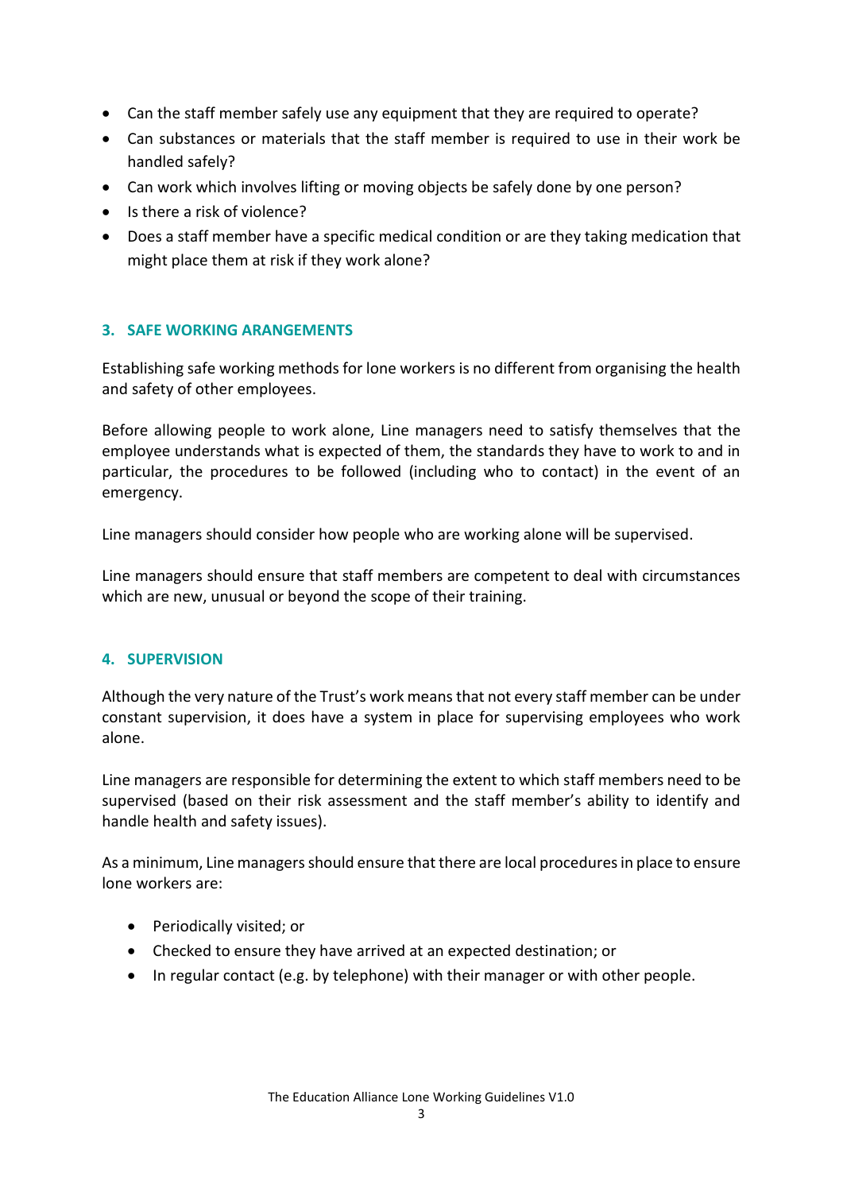- Can the staff member safely use any equipment that they are required to operate?
- Can substances or materials that the staff member is required to use in their work be handled safely?
- Can work which involves lifting or moving objects be safely done by one person?
- Is there a risk of violence?
- Does a staff member have a specific medical condition or are they taking medication that might place them at risk if they work alone?

## 3. SAFE WORKING ARANGEMENTS

Establishing safe working methods for lone workers is no different from organising the health and safety of other employees.

Before allowing people to work alone, Line managers need to satisfy themselves that the employee understands what is expected of them, the standards they have to work to and in particular, the procedures to be followed (including who to contact) in the event of an emergency.

Line managers should consider how people who are working alone will be supervised.

Line managers should ensure that staff members are competent to deal with circumstances which are new, unusual or beyond the scope of their training.

## 4. SUPERVISION

Although the very nature of the Trust's work means that not every staff member can be under constant supervision, it does have a system in place for supervising employees who work alone.

Line managers are responsible for determining the extent to which staff members need to be supervised (based on their risk assessment and the staff member's ability to identify and handle health and safety issues).

As a minimum, Line managers should ensure that there are local procedures in place to ensure lone workers are:

- Periodically visited; or
- Checked to ensure they have arrived at an expected destination; or
- In regular contact (e.g. by telephone) with their manager or with other people.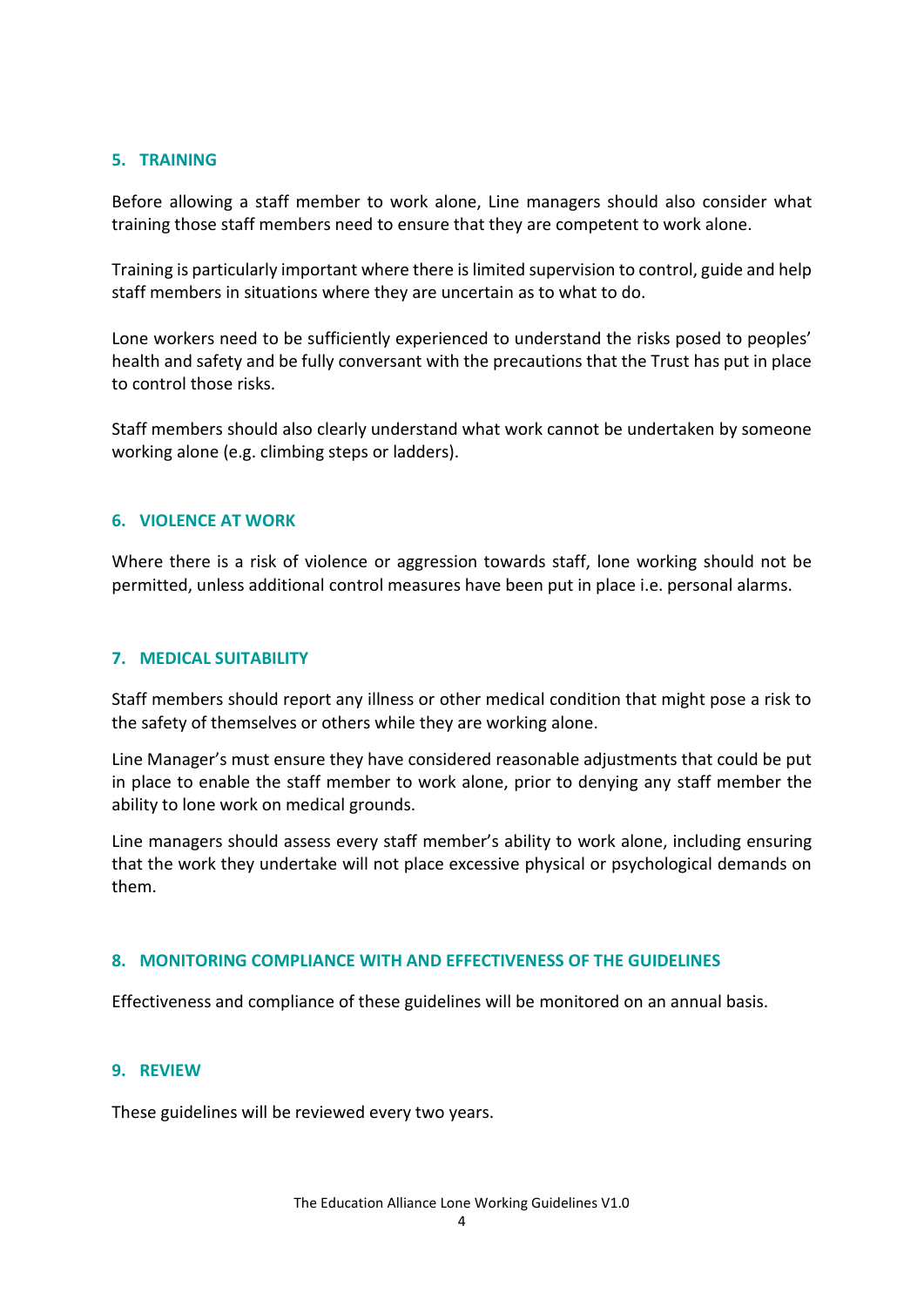## 5. TRAINING

Before allowing a staff member to work alone, Line managers should also consider what training those staff members need to ensure that they are competent to work alone.

Training is particularly important where there is limited supervision to control, guide and help staff members in situations where they are uncertain as to what to do.

Lone workers need to be sufficiently experienced to understand the risks posed to peoples' health and safety and be fully conversant with the precautions that the Trust has put in place to control those risks.

Staff members should also clearly understand what work cannot be undertaken by someone working alone (e.g. climbing steps or ladders).

## 6. VIOLENCE AT WORK

Where there is a risk of violence or aggression towards staff, lone working should not be permitted, unless additional control measures have been put in place i.e. personal alarms.

## 7. MEDICAL SUITABILITY

Staff members should report any illness or other medical condition that might pose a risk to the safety of themselves or others while they are working alone.

Line Manager's must ensure they have considered reasonable adjustments that could be put in place to enable the staff member to work alone, prior to denying any staff member the ability to lone work on medical grounds.

Line managers should assess every staff member's ability to work alone, including ensuring that the work they undertake will not place excessive physical or psychological demands on them.

## 8. MONITORING COMPLIANCE WITH AND EFFECTIVENESS OF THE GUIDELINES

Effectiveness and compliance of these guidelines will be monitored on an annual basis.

## 9. REVIEW

These guidelines will be reviewed every two years.